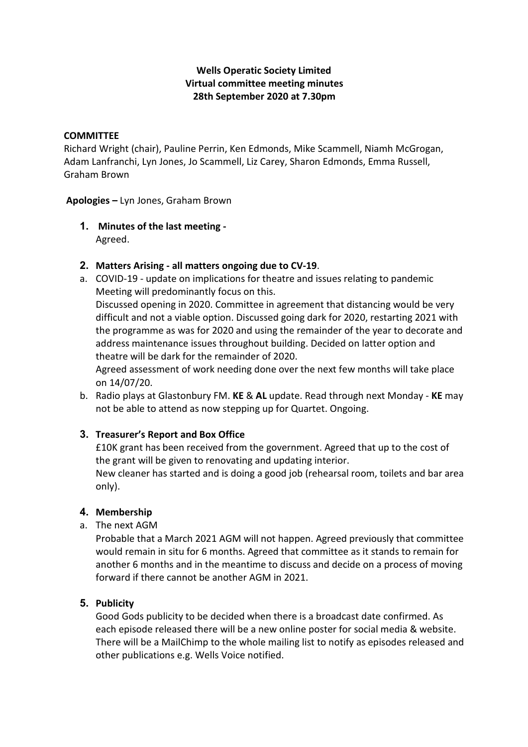**Wells Operatic Society Limited**
**Virtual committee meeting minutes**
**28th September 2020 at 7.30pm**

**COMMITTEE**

Richard Wright (chair), Pauline Perrin, Ken Edmonds, Mike Scammell, Niamh McGrogan, Adam Lanfranchi, Lyn Jones, Jo Scammell, Liz Carey, Sharon Edmonds, Emma Russell, Graham Brown

**Apologies –** Lyn Jones, Graham Brown

1. **Minutes of the last meeting -**
   Agreed.

2. **Matters Arising - all matters ongoing due to CV-19**.

a. COVID-19 - update on implications for theatre and issues relating to pandemic
   Meeting will predominantly focus on this.
   Discussed opening in 2020. Committee in agreement that distancing would be very difficult and not a viable option. Discussed going dark for 2020, restarting 2021 with the programme as was for 2020 and using the remainder of the year to decorate and address maintenance issues throughout building. Decided on latter option and theatre will be dark for the remainder of 2020.
   Agreed assessment of work needing done over the next few months will take place on 14/07/20.

b. Radio plays at Glastonbury FM. **KE** & **AL** update. Read through next Monday - **KE** may not be able to attend as now stepping up for Quartet. Ongoing.

3. **Treasurer's Report and Box Office**
   £10K grant has been received from the government. Agreed that up to the cost of the grant will be given to renovating and updating interior.
   New cleaner has started and is doing a good job (rehearsal room, toilets and bar area only).

4. **Membership**

a. The next AGM
   Probable that a March 2021 AGM will not happen. Agreed previously that committee would remain in situ for 6 months. Agreed that committee as it stands to remain for another 6 months and in the meantime to discuss and decide on a process of moving forward if there cannot be another AGM in 2021.

5. **Publicity**
   Good Gods publicity to be decided when there is a broadcast date confirmed. As each episode released there will be a new online poster for social media & website. There will be a MailChimp to the whole mailing list to notify as episodes released and other publications e.g. Wells Voice notified.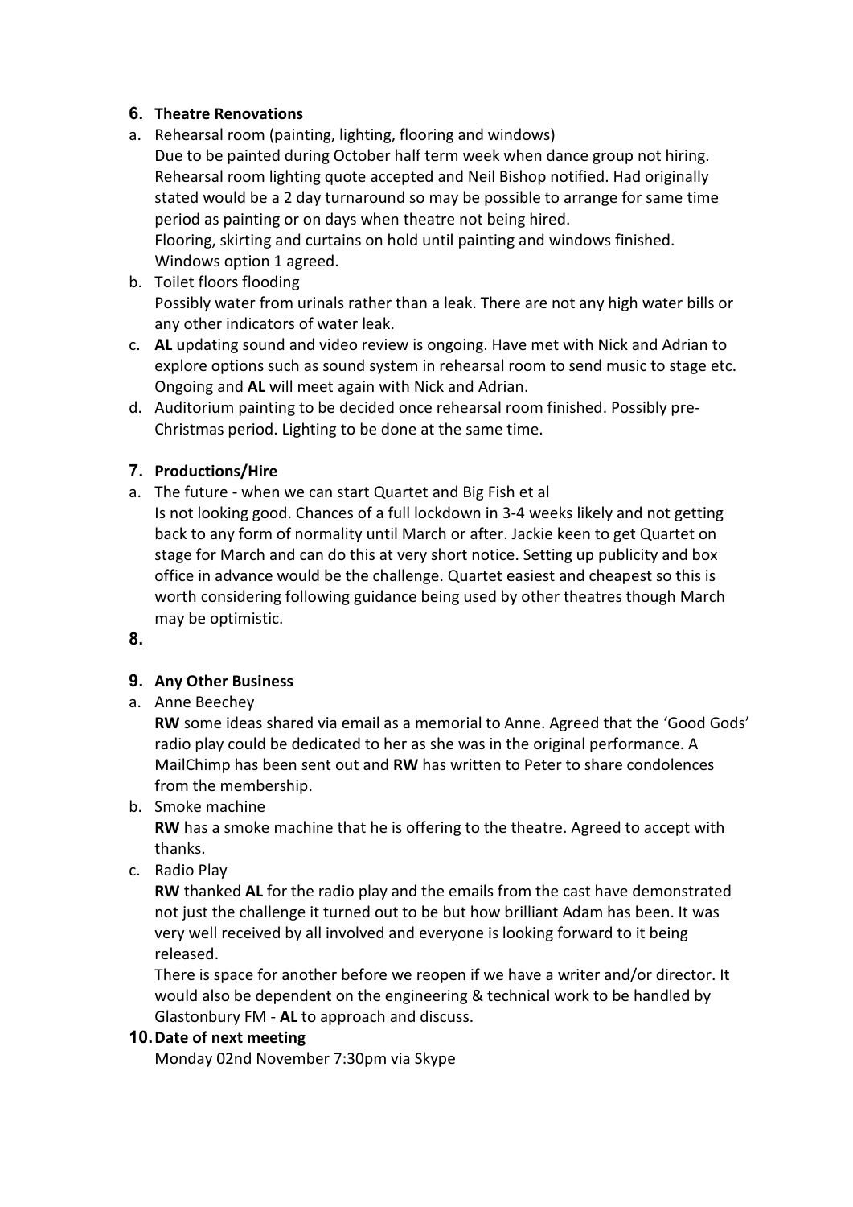## 6. Theatre Renovations

a. Rehearsal room (painting, lighting, flooring and windows)
   Due to be painted during October half term week when dance group not hiring. Rehearsal room lighting quote accepted and Neil Bishop notified. Had originally stated would be a 2 day turnaround so may be possible to arrange for same time period as painting or on days when theatre not being hired.
   Flooring, skirting and curtains on hold until painting and windows finished. Windows option 1 agreed.

b. Toilet floors flooding
   Possibly water from urinals rather than a leak. There are not any high water bills or any other indicators of water leak.

c. **AL** updating sound and video review is ongoing. Have met with Nick and Adrian to explore options such as sound system in rehearsal room to send music to stage etc. Ongoing and **AL** will meet again with Nick and Adrian.

d. Auditorium painting to be decided once rehearsal room finished. Possibly pre-Christmas period. Lighting to be done at the same time.

## 7. Productions/Hire

a. The future - when we can start Quartet and Big Fish et al
   Is not looking good. Chances of a full lockdown in 3-4 weeks likely and not getting back to any form of normality until March or after. Jackie keen to get Quartet on stage for March and can do this at very short notice. Setting up publicity and box office in advance would be the challenge. Quartet easiest and cheapest so this is worth considering following guidance being used by other theatres though March may be optimistic.

## 8.

## 9. Any Other Business

a. Anne Beechey
   **RW** some ideas shared via email as a memorial to Anne. Agreed that the 'Good Gods' radio play could be dedicated to her as she was in the original performance. A MailChimp has been sent out and **RW** has written to Peter to share condolences from the membership.

b. Smoke machine
   **RW** has a smoke machine that he is offering to the theatre. Agreed to accept with thanks.

c. Radio Play
   **RW** thanked **AL** for the radio play and the emails from the cast have demonstrated not just the challenge it turned out to be but how brilliant Adam has been. It was very well received by all involved and everyone is looking forward to it being released.
   There is space for another before we reopen if we have a writer and/or director. It would also be dependent on the engineering & technical work to be handled by Glastonbury FM - **AL** to approach and discuss.

## 10. Date of next meeting

Monday 02nd November 7:30pm via Skype